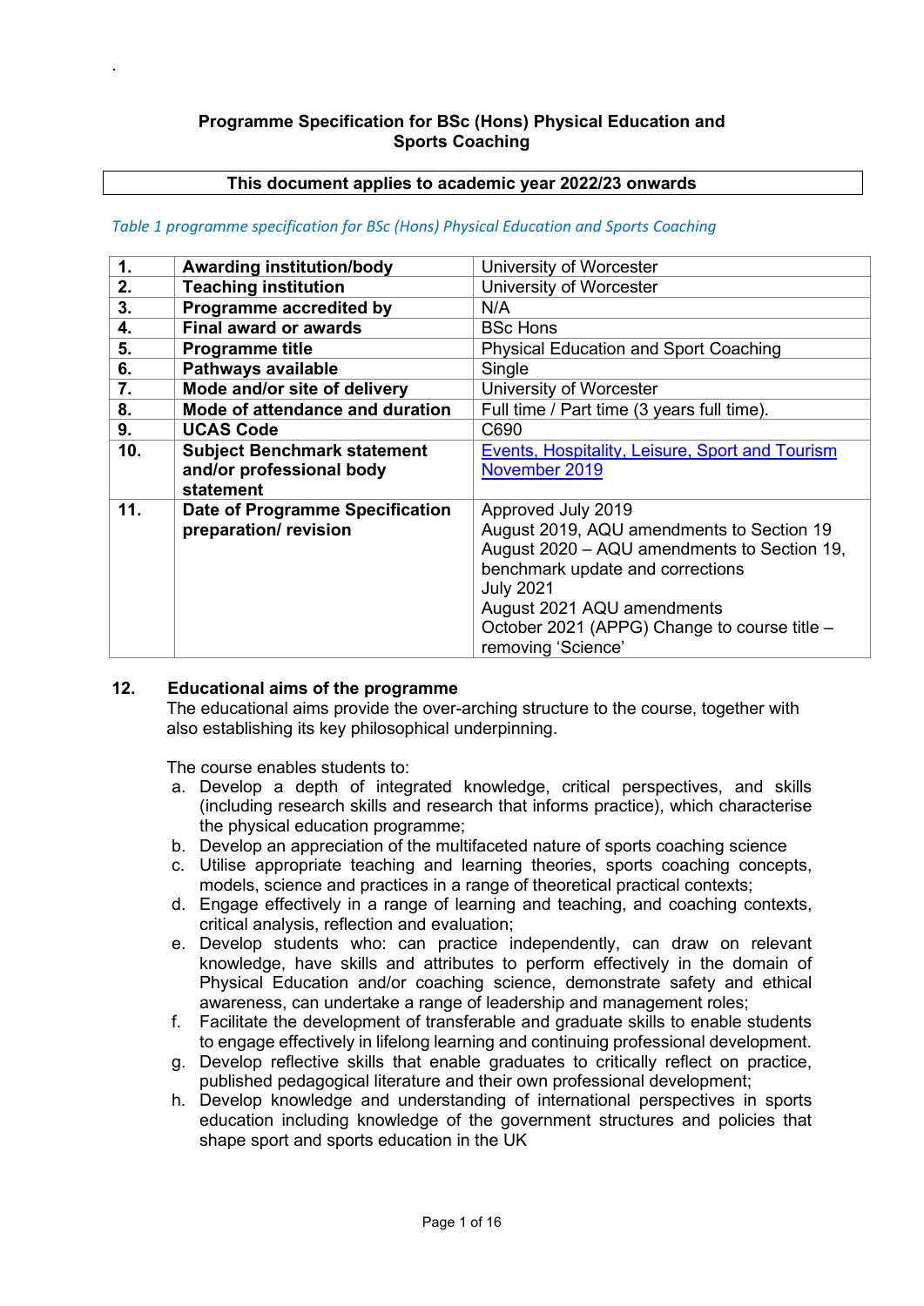# Programme Specification for BSc (Hons) Physical Education and Sports Coaching

**This document applies to academic year 2022/23 onwards**

*Table 1 programme specification for BSc (Hons) Physical Education and Sports Coaching*

| | | |
|---|---|---|
| **1.** | **Awarding institution/body** | University of Worcester |
| **2.** | **Teaching institution** | University of Worcester |
| **3.** | **Programme accredited by** | N/A |
| **4.** | **Final award or awards** | BSc Hons |
| **5.** | **Programme title** | Physical Education and Sport Coaching |
| **6.** | **Pathways available** | Single |
| **7.** | **Mode and/or site of delivery** | University of Worcester |
| **8.** | **Mode of attendance and duration** | Full time / Part time (3 years full time). |
| **9.** | **UCAS Code** | C690 |
| **10.** | **Subject Benchmark statement and/or professional body statement** | Events, Hospitality, Leisure, Sport and Tourism November 2019 |
| **11.** | **Date of Programme Specification preparation/ revision** | Approved July 2019<br>August 2019, AQU amendments to Section 19<br>August 2020 – AQU amendments to Section 19, benchmark update and corrections<br>July 2021<br>August 2021 AQU amendments<br>October 2021 (APPG) Change to course title – removing 'Science' |

## 12. Educational aims of the programme

The educational aims provide the over-arching structure to the course, together with also establishing its key philosophical underpinning.

The course enables students to:

a. Develop a depth of integrated knowledge, critical perspectives, and skills (including research skills and research that informs practice), which characterise the physical education programme;
b. Develop an appreciation of the multifaceted nature of sports coaching science
c. Utilise appropriate teaching and learning theories, sports coaching concepts, models, science and practices in a range of theoretical practical contexts;
d. Engage effectively in a range of learning and teaching, and coaching contexts, critical analysis, reflection and evaluation;
e. Develop students who: can practice independently, can draw on relevant knowledge, have skills and attributes to perform effectively in the domain of Physical Education and/or coaching science, demonstrate safety and ethical awareness, can undertake a range of leadership and management roles;
f. Facilitate the development of transferable and graduate skills to enable students to engage effectively in lifelong learning and continuing professional development.
g. Develop reflective skills that enable graduates to critically reflect on practice, published pedagogical literature and their own professional development;
h. Develop knowledge and understanding of international perspectives in sports education including knowledge of the government structures and policies that shape sport and sports education in the UK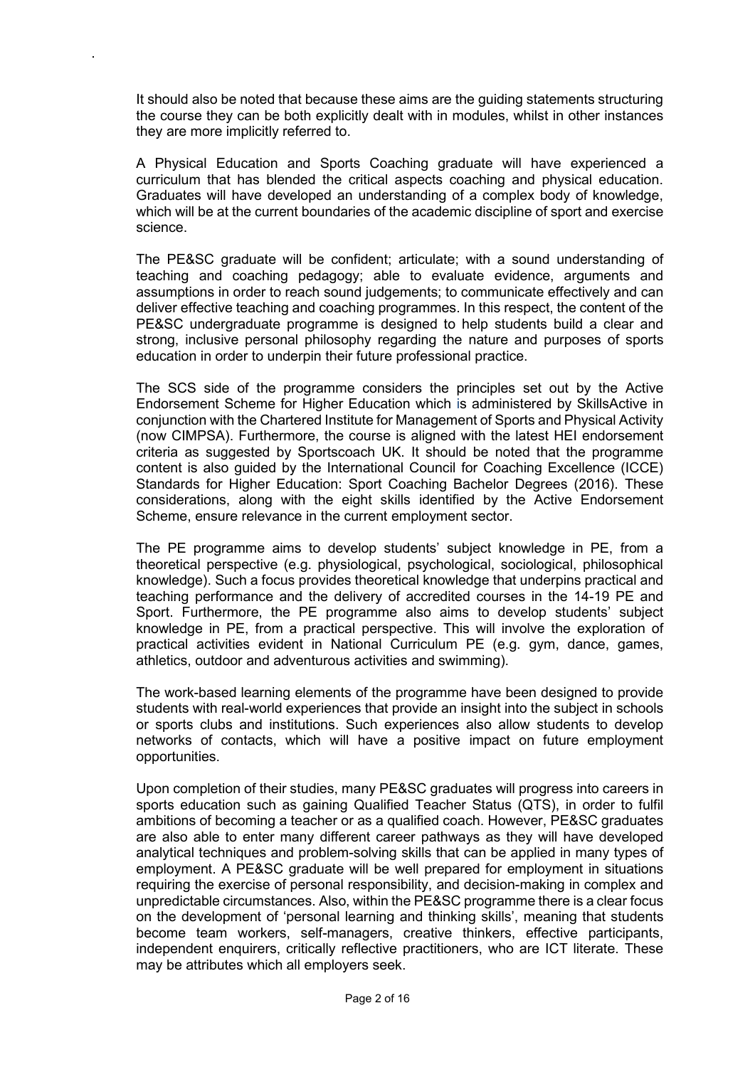It should also be noted that because these aims are the guiding statements structuring the course they can be both explicitly dealt with in modules, whilst in other instances they are more implicitly referred to.

A Physical Education and Sports Coaching graduate will have experienced a curriculum that has blended the critical aspects coaching and physical education. Graduates will have developed an understanding of a complex body of knowledge, which will be at the current boundaries of the academic discipline of sport and exercise science.

The PE&SC graduate will be confident; articulate; with a sound understanding of teaching and coaching pedagogy; able to evaluate evidence, arguments and assumptions in order to reach sound judgements; to communicate effectively and can deliver effective teaching and coaching programmes. In this respect, the content of the PE&SC undergraduate programme is designed to help students build a clear and strong, inclusive personal philosophy regarding the nature and purposes of sports education in order to underpin their future professional practice.

The SCS side of the programme considers the principles set out by the Active Endorsement Scheme for Higher Education which is administered by SkillsActive in conjunction with the Chartered Institute for Management of Sports and Physical Activity (now CIMPSA). Furthermore, the course is aligned with the latest HEI endorsement criteria as suggested by Sportscoach UK. It should be noted that the programme content is also guided by the International Council for Coaching Excellence (ICCE) Standards for Higher Education: Sport Coaching Bachelor Degrees (2016). These considerations, along with the eight skills identified by the Active Endorsement Scheme, ensure relevance in the current employment sector.

The PE programme aims to develop students' subject knowledge in PE, from a theoretical perspective (e.g. physiological, psychological, sociological, philosophical knowledge). Such a focus provides theoretical knowledge that underpins practical and teaching performance and the delivery of accredited courses in the 14-19 PE and Sport. Furthermore, the PE programme also aims to develop students' subject knowledge in PE, from a practical perspective. This will involve the exploration of practical activities evident in National Curriculum PE (e.g. gym, dance, games, athletics, outdoor and adventurous activities and swimming).

The work-based learning elements of the programme have been designed to provide students with real-world experiences that provide an insight into the subject in schools or sports clubs and institutions. Such experiences also allow students to develop networks of contacts, which will have a positive impact on future employment opportunities.

Upon completion of their studies, many PE&SC graduates will progress into careers in sports education such as gaining Qualified Teacher Status (QTS), in order to fulfil ambitions of becoming a teacher or as a qualified coach. However, PE&SC graduates are also able to enter many different career pathways as they will have developed analytical techniques and problem-solving skills that can be applied in many types of employment. A PE&SC graduate will be well prepared for employment in situations requiring the exercise of personal responsibility, and decision-making in complex and unpredictable circumstances. Also, within the PE&SC programme there is a clear focus on the development of 'personal learning and thinking skills', meaning that students become team workers, self-managers, creative thinkers, effective participants, independent enquirers, critically reflective practitioners, who are ICT literate. These may be attributes which all employers seek.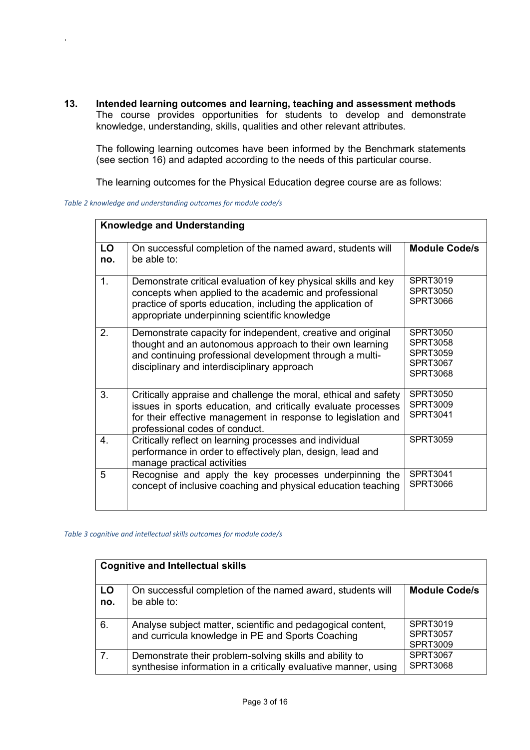## 13. Intended learning outcomes and learning, teaching and assessment methods

The course provides opportunities for students to develop and demonstrate knowledge, understanding, skills, qualities and other relevant attributes.

The following learning outcomes have been informed by the Benchmark statements (see section 16) and adapted according to the needs of this particular course.

The learning outcomes for the Physical Education degree course are as follows:

*Table 2 knowledge and understanding outcomes for module code/s*

| **Knowledge and Understanding** | | |
|---|---|---|
| **LO no.** | On successful completion of the named award, students will be able to: | **Module Code/s** |
| 1. | Demonstrate critical evaluation of key physical skills and key concepts when applied to the academic and professional practice of sports education, including the application of appropriate underpinning scientific knowledge | SPRT3019<br>SPRT3050<br>SPRT3066 |
| 2. | Demonstrate capacity for independent, creative and original thought and an autonomous approach to their own learning and continuing professional development through a multi-disciplinary and interdisciplinary approach | SPRT3050<br>SPRT3058<br>SPRT3059<br>SPRT3067<br>SPRT3068 |
| 3. | Critically appraise and challenge the moral, ethical and safety issues in sports education, and critically evaluate processes for their effective management in response to legislation and professional codes of conduct. | SPRT3050<br>SPRT3009<br>SPRT3041 |
| 4. | Critically reflect on learning processes and individual performance in order to effectively plan, design, lead and manage practical activities | SPRT3059 |
| 5 | Recognise and apply the key processes underpinning the concept of inclusive coaching and physical education teaching | SPRT3041<br>SPRT3066 |

*Table 3 cognitive and intellectual skills outcomes for module code/s*

| **Cognitive and Intellectual skills** | | |
|---|---|---|
| **LO no.** | On successful completion of the named award, students will be able to: | **Module Code/s** |
| 6. | Analyse subject matter, scientific and pedagogical content, and curricula knowledge in PE and Sports Coaching | SPRT3019<br>SPRT3057<br>SPRT3009 |
| 7. | Demonstrate their problem-solving skills and ability to synthesise information in a critically evaluative manner, using | SPRT3067<br>SPRT3068 |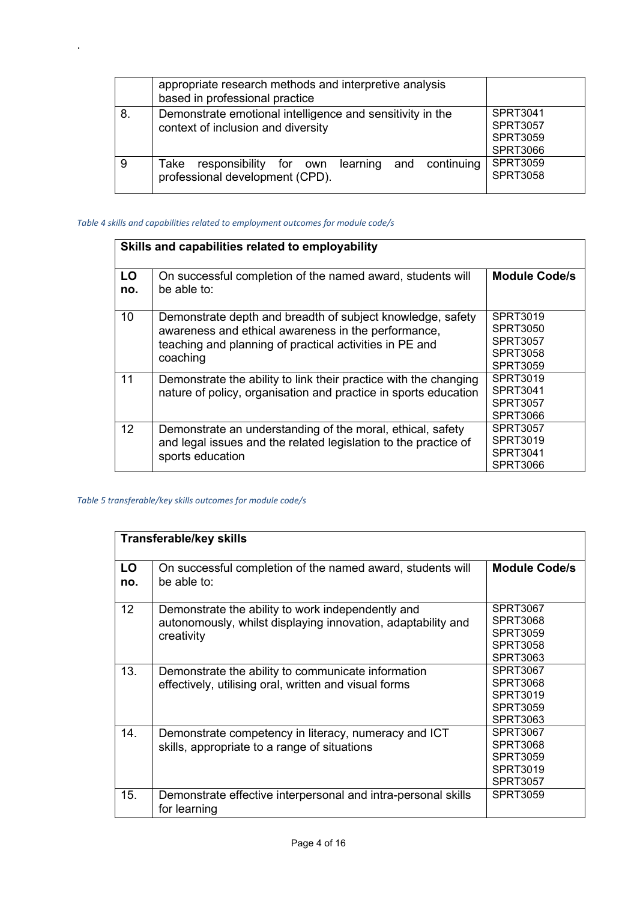| | | |
|---|---|---|
| | appropriate research methods and interpretive analysis based in professional practice | |
| 8. | Demonstrate emotional intelligence and sensitivity in the context of inclusion and diversity | SPRT3041<br>SPRT3057<br>SPRT3059<br>SPRT3066 |
| 9 | Take responsibility for own learning and continuing professional development (CPD). | SPRT3059<br>SPRT3058 |

*Table 4 skills and capabilities related to employment outcomes for module code/s*

| **Skills and capabilities related to employability** | | |
|---|---|---|
| **LO no.** | On successful completion of the named award, students will be able to: | **Module Code/s** |
| 10 | Demonstrate depth and breadth of subject knowledge, safety awareness and ethical awareness in the performance, teaching and planning of practical activities in PE and coaching | SPRT3019<br>SPRT3050<br>SPRT3057<br>SPRT3058<br>SPRT3059 |
| 11 | Demonstrate the ability to link their practice with the changing nature of policy, organisation and practice in sports education | SPRT3019<br>SPRT3041<br>SPRT3057<br>SPRT3066 |
| 12 | Demonstrate an understanding of the moral, ethical, safety and legal issues and the related legislation to the practice of sports education | SPRT3057<br>SPRT3019<br>SPRT3041<br>SPRT3066 |

*Table 5 transferable/key skills outcomes for module code/s*

| **Transferable/key skills** | | |
|---|---|---|
| **LO no.** | On successful completion of the named award, students will be able to: | **Module Code/s** |
| 12 | Demonstrate the ability to work independently and autonomously, whilst displaying innovation, adaptability and creativity | SPRT3067<br>SPRT3068<br>SPRT3059<br>SPRT3058<br>SPRT3063 |
| 13. | Demonstrate the ability to communicate information effectively, utilising oral, written and visual forms | SPRT3067<br>SPRT3068<br>SPRT3019<br>SPRT3059<br>SPRT3063 |
| 14. | Demonstrate competency in literacy, numeracy and ICT skills, appropriate to a range of situations | SPRT3067<br>SPRT3068<br>SPRT3059<br>SPRT3019<br>SPRT3057 |
| 15. | Demonstrate effective interpersonal and intra-personal skills for learning | SPRT3059 |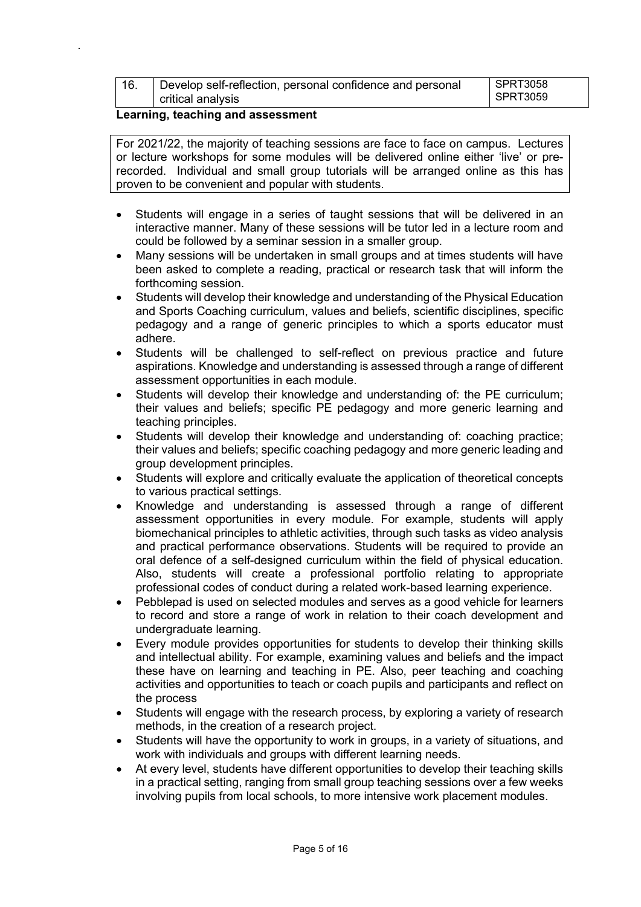| 16. | Develop self-reflection, personal confidence and personal critical analysis | SPRT3058 SPRT3059 |
|---|---|---|

**Learning, teaching and assessment**

For 2021/22, the majority of teaching sessions are face to face on campus. Lectures or lecture workshops for some modules will be delivered online either 'live' or pre-recorded. Individual and small group tutorials will be arranged online as this has proven to be convenient and popular with students.

- Students will engage in a series of taught sessions that will be delivered in an interactive manner. Many of these sessions will be tutor led in a lecture room and could be followed by a seminar session in a smaller group.
- Many sessions will be undertaken in small groups and at times students will have been asked to complete a reading, practical or research task that will inform the forthcoming session.
- Students will develop their knowledge and understanding of the Physical Education and Sports Coaching curriculum, values and beliefs, scientific disciplines, specific pedagogy and a range of generic principles to which a sports educator must adhere.
- Students will be challenged to self-reflect on previous practice and future aspirations. Knowledge and understanding is assessed through a range of different assessment opportunities in each module.
- Students will develop their knowledge and understanding of: the PE curriculum; their values and beliefs; specific PE pedagogy and more generic learning and teaching principles.
- Students will develop their knowledge and understanding of: coaching practice; their values and beliefs; specific coaching pedagogy and more generic leading and group development principles.
- Students will explore and critically evaluate the application of theoretical concepts to various practical settings.
- Knowledge and understanding is assessed through a range of different assessment opportunities in every module. For example, students will apply biomechanical principles to athletic activities, through such tasks as video analysis and practical performance observations. Students will be required to provide an oral defence of a self-designed curriculum within the field of physical education. Also, students will create a professional portfolio relating to appropriate professional codes of conduct during a related work-based learning experience.
- Pebblepad is used on selected modules and serves as a good vehicle for learners to record and store a range of work in relation to their coach development and undergraduate learning.
- Every module provides opportunities for students to develop their thinking skills and intellectual ability. For example, examining values and beliefs and the impact these have on learning and teaching in PE. Also, peer teaching and coaching activities and opportunities to teach or coach pupils and participants and reflect on the process
- Students will engage with the research process, by exploring a variety of research methods, in the creation of a research project.
- Students will have the opportunity to work in groups, in a variety of situations, and work with individuals and groups with different learning needs.
- At every level, students have different opportunities to develop their teaching skills in a practical setting, ranging from small group teaching sessions over a few weeks involving pupils from local schools, to more intensive work placement modules.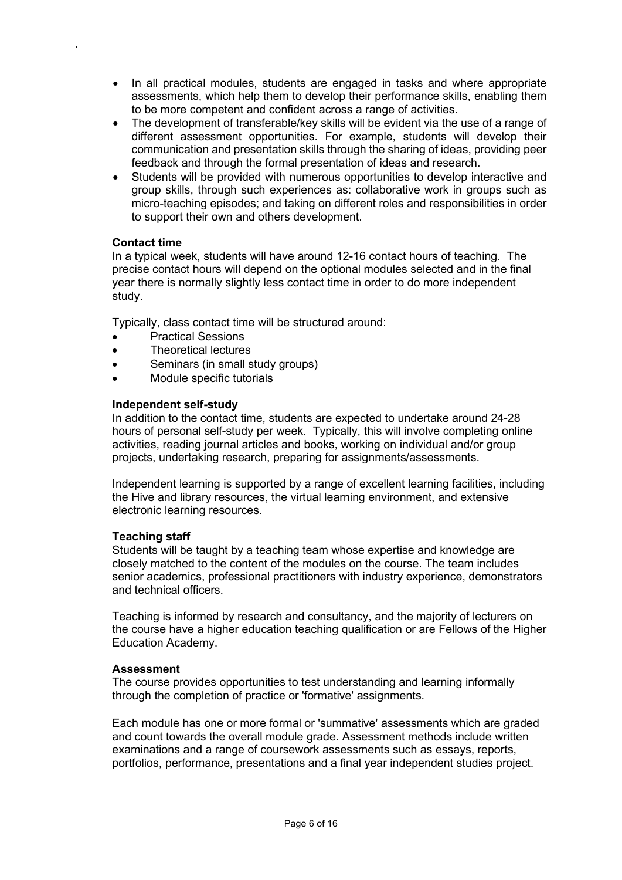- In all practical modules, students are engaged in tasks and where appropriate assessments, which help them to develop their performance skills, enabling them to be more competent and confident across a range of activities.
- The development of transferable/key skills will be evident via the use of a range of different assessment opportunities. For example, students will develop their communication and presentation skills through the sharing of ideas, providing peer feedback and through the formal presentation of ideas and research.
- Students will be provided with numerous opportunities to develop interactive and group skills, through such experiences as: collaborative work in groups such as micro-teaching episodes; and taking on different roles and responsibilities in order to support their own and others development.

**Contact time**

In a typical week, students will have around 12-16 contact hours of teaching. The precise contact hours will depend on the optional modules selected and in the final year there is normally slightly less contact time in order to do more independent study.

Typically, class contact time will be structured around:

- Practical Sessions
- Theoretical lectures
- Seminars (in small study groups)
- Module specific tutorials

**Independent self-study**

In addition to the contact time, students are expected to undertake around 24-28 hours of personal self-study per week. Typically, this will involve completing online activities, reading journal articles and books, working on individual and/or group projects, undertaking research, preparing for assignments/assessments.

Independent learning is supported by a range of excellent learning facilities, including the Hive and library resources, the virtual learning environment, and extensive electronic learning resources.

**Teaching staff**

Students will be taught by a teaching team whose expertise and knowledge are closely matched to the content of the modules on the course. The team includes senior academics, professional practitioners with industry experience, demonstrators and technical officers.

Teaching is informed by research and consultancy, and the majority of lecturers on the course have a higher education teaching qualification or are Fellows of the Higher Education Academy.

**Assessment**

The course provides opportunities to test understanding and learning informally through the completion of practice or 'formative' assignments.

Each module has one or more formal or 'summative' assessments which are graded and count towards the overall module grade. Assessment methods include written examinations and a range of coursework assessments such as essays, reports, portfolios, performance, presentations and a final year independent studies project.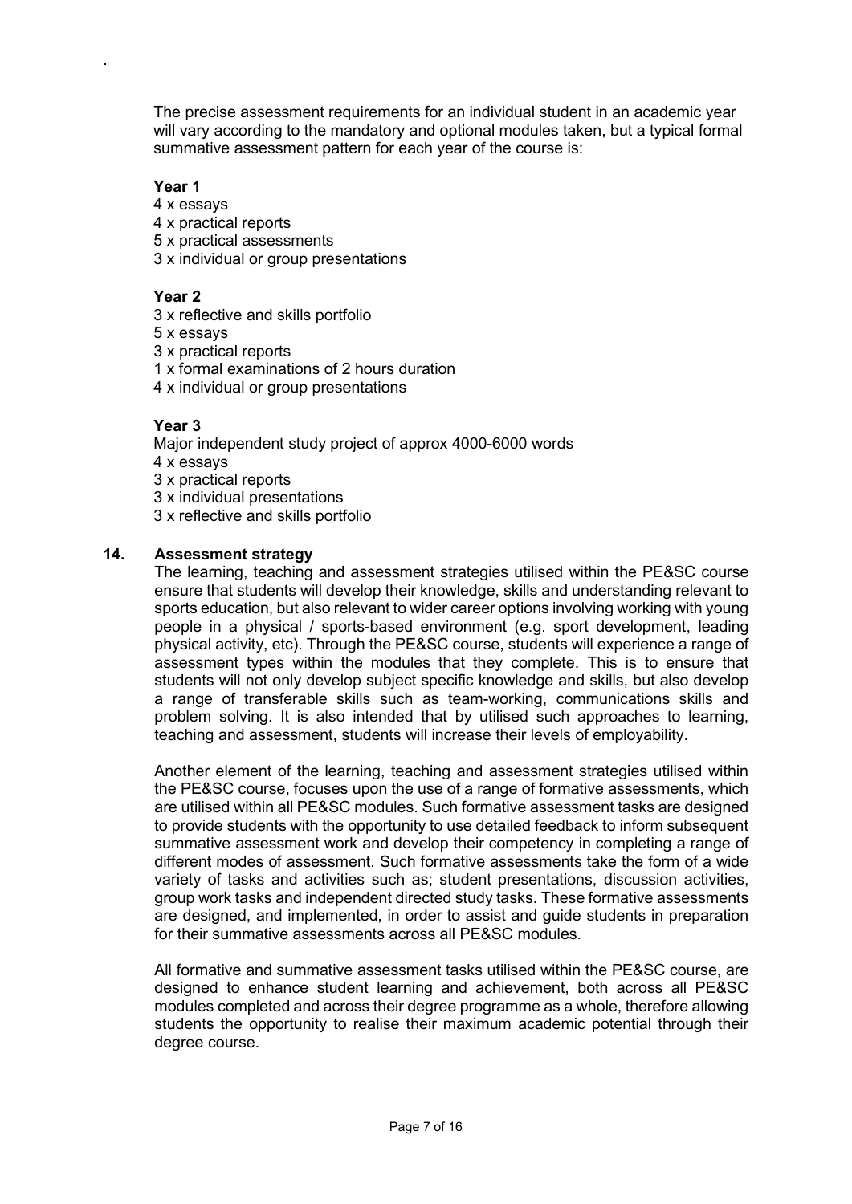The precise assessment requirements for an individual student in an academic year will vary according to the mandatory and optional modules taken, but a typical formal summative assessment pattern for each year of the course is:

**Year 1**

4 x essays
4 x practical reports
5 x practical assessments
3 x individual or group presentations

**Year 2**

3 x reflective and skills portfolio
5 x essays
3 x practical reports
1 x formal examinations of 2 hours duration
4 x individual or group presentations

**Year 3**

Major independent study project of approx 4000-6000 words
4 x essays
3 x practical reports
3 x individual presentations
3 x reflective and skills portfolio

## 14. Assessment strategy

The learning, teaching and assessment strategies utilised within the PE&SC course ensure that students will develop their knowledge, skills and understanding relevant to sports education, but also relevant to wider career options involving working with young people in a physical / sports-based environment (e.g. sport development, leading physical activity, etc). Through the PE&SC course, students will experience a range of assessment types within the modules that they complete. This is to ensure that students will not only develop subject specific knowledge and skills, but also develop a range of transferable skills such as team-working, communications skills and problem solving. It is also intended that by utilised such approaches to learning, teaching and assessment, students will increase their levels of employability.

Another element of the learning, teaching and assessment strategies utilised within the PE&SC course, focuses upon the use of a range of formative assessments, which are utilised within all PE&SC modules. Such formative assessment tasks are designed to provide students with the opportunity to use detailed feedback to inform subsequent summative assessment work and develop their competency in completing a range of different modes of assessment. Such formative assessments take the form of a wide variety of tasks and activities such as; student presentations, discussion activities, group work tasks and independent directed study tasks. These formative assessments are designed, and implemented, in order to assist and guide students in preparation for their summative assessments across all PE&SC modules.

All formative and summative assessment tasks utilised within the PE&SC course, are designed to enhance student learning and achievement, both across all PE&SC modules completed and across their degree programme as a whole, therefore allowing students the opportunity to realise their maximum academic potential through their degree course.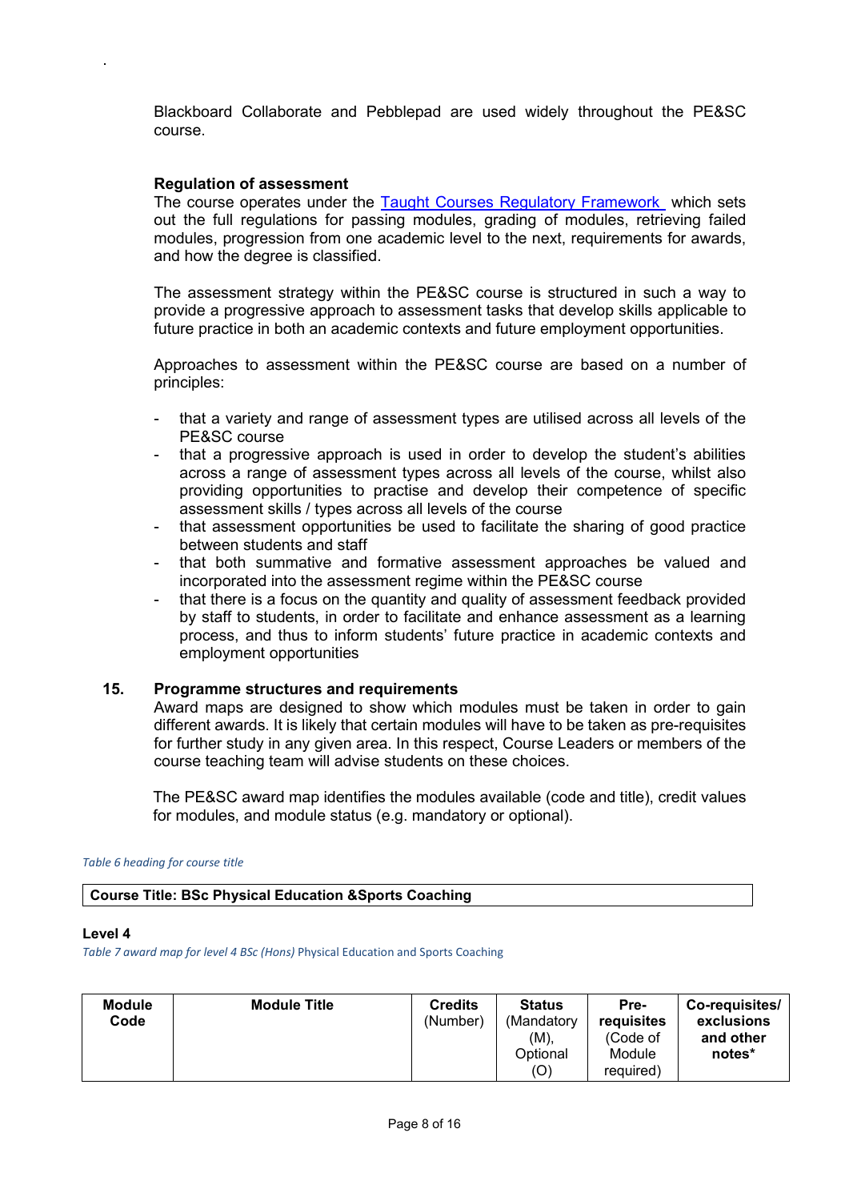Blackboard Collaborate and Pebblepad are used widely throughout the PE&SC course.

**Regulation of assessment**

The course operates under the [Taught Courses Regulatory Framework](#) which sets out the full regulations for passing modules, grading of modules, retrieving failed modules, progression from one academic level to the next, requirements for awards, and how the degree is classified.

The assessment strategy within the PE&SC course is structured in such a way to provide a progressive approach to assessment tasks that develop skills applicable to future practice in both an academic contexts and future employment opportunities.

Approaches to assessment within the PE&SC course are based on a number of principles:

- that a variety and range of assessment types are utilised across all levels of the PE&SC course
- that a progressive approach is used in order to develop the student's abilities across a range of assessment types across all levels of the course, whilst also providing opportunities to practise and develop their competence of specific assessment skills / types across all levels of the course
- that assessment opportunities be used to facilitate the sharing of good practice between students and staff
- that both summative and formative assessment approaches be valued and incorporated into the assessment regime within the PE&SC course
- that there is a focus on the quantity and quality of assessment feedback provided by staff to students, in order to facilitate and enhance assessment as a learning process, and thus to inform students' future practice in academic contexts and employment opportunities

## 15. Programme structures and requirements

Award maps are designed to show which modules must be taken in order to gain different awards. It is likely that certain modules will have to be taken as pre-requisites for further study in any given area. In this respect, Course Leaders or members of the course teaching team will advise students on these choices.

The PE&SC award map identifies the modules available (code and title), credit values for modules, and module status (e.g. mandatory or optional).

*Table 6 heading for course title*

| Course Title: BSc Physical Education &Sports Coaching |
|---|

**Level 4**

*Table 7 award map for level 4 BSc (Hons)* Physical Education and Sports Coaching

| Module Code | Module Title | Credits (Number) | Status (Mandatory (M), Optional (O) | Pre-requisites (Code of Module required) | Co-requisites/ exclusions and other notes* |
|---|---|---|---|---|---|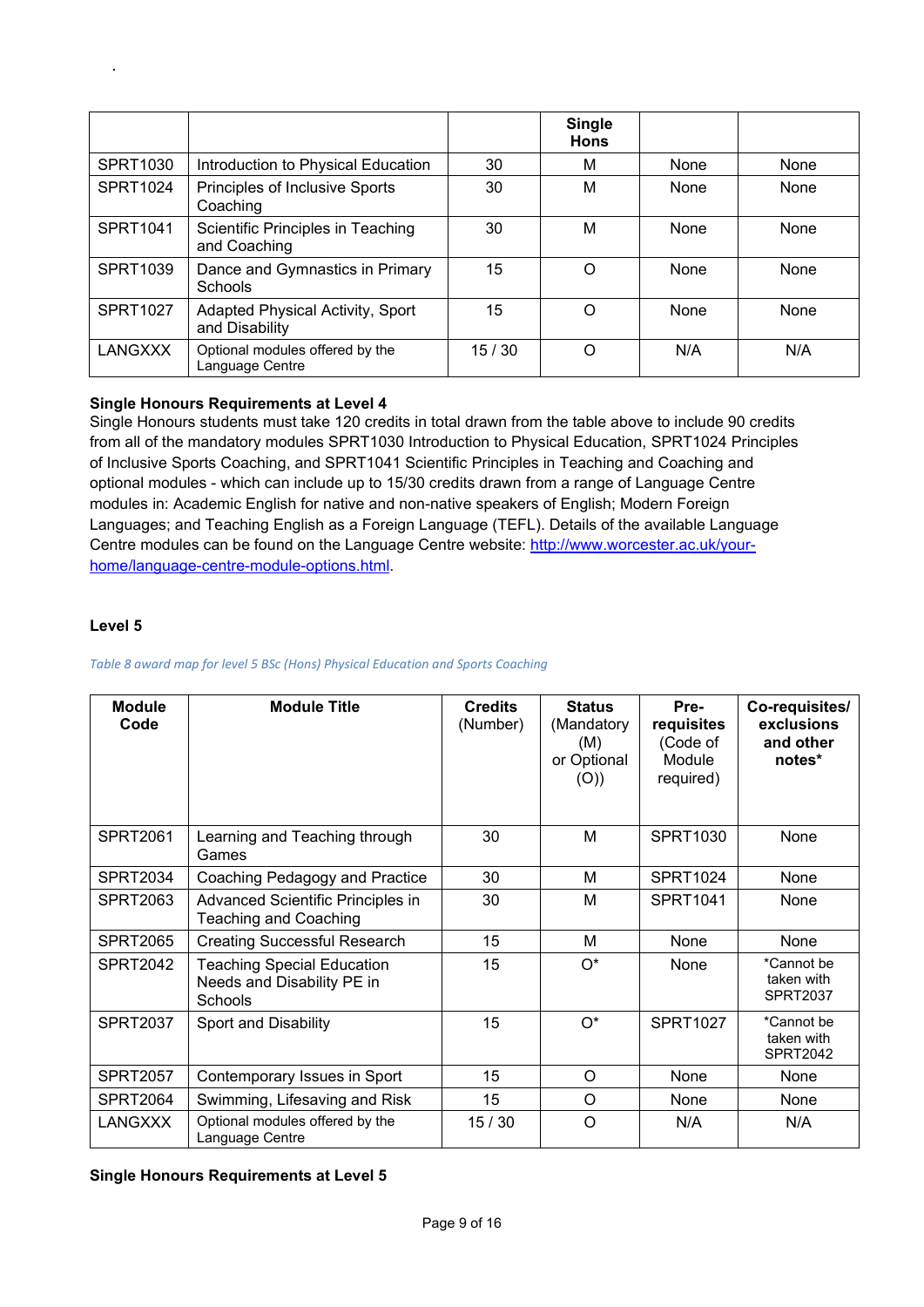| | | | Single Hons | | |
|---|---|---|---|---|---|
| SPRT1030 | Introduction to Physical Education | 30 | M | None | None |
| SPRT1024 | Principles of Inclusive Sports Coaching | 30 | M | None | None |
| SPRT1041 | Scientific Principles in Teaching and Coaching | 30 | M | None | None |
| SPRT1039 | Dance and Gymnastics in Primary Schools | 15 | O | None | None |
| SPRT1027 | Adapted Physical Activity, Sport and Disability | 15 | O | None | None |
| LANGXXX | Optional modules offered by the Language Centre | 15 / 30 | O | N/A | N/A |

**Single Honours Requirements at Level 4**

Single Honours students must take 120 credits in total drawn from the table above to include 90 credits from all of the mandatory modules SPRT1030 Introduction to Physical Education, SPRT1024 Principles of Inclusive Sports Coaching, and SPRT1041 Scientific Principles in Teaching and Coaching and optional modules - which can include up to 15/30 credits drawn from a range of Language Centre modules in: Academic English for native and non-native speakers of English; Modern Foreign Languages; and Teaching English as a Foreign Language (TEFL). Details of the available Language Centre modules can be found on the Language Centre website: [http://www.worcester.ac.uk/your-home/language-centre-module-options.html](http://www.worcester.ac.uk/your-home/language-centre-module-options.html).

**Level 5**

*Table 8 award map for level 5 BSc (Hons) Physical Education and Sports Coaching*

| Module Code | Module Title | Credits (Number) | Status (Mandatory (M) or Optional (O)) | Pre-requisites (Code of Module required) | Co-requisites/ exclusions and other notes* |
|---|---|---|---|---|---|
| SPRT2061 | Learning and Teaching through Games | 30 | M | SPRT1030 | None |
| SPRT2034 | Coaching Pedagogy and Practice | 30 | M | SPRT1024 | None |
| SPRT2063 | Advanced Scientific Principles in Teaching and Coaching | 30 | M | SPRT1041 | None |
| SPRT2065 | Creating Successful Research | 15 | M | None | None |
| SPRT2042 | Teaching Special Education Needs and Disability PE in Schools | 15 | O* | None | *Cannot be taken with SPRT2037 |
| SPRT2037 | Sport and Disability | 15 | O* | SPRT1027 | *Cannot be taken with SPRT2042 |
| SPRT2057 | Contemporary Issues in Sport | 15 | O | None | None |
| SPRT2064 | Swimming, Lifesaving and Risk | 15 | O | None | None |
| LANGXXX | Optional modules offered by the Language Centre | 15 / 30 | O | N/A | N/A |

**Single Honours Requirements at Level 5**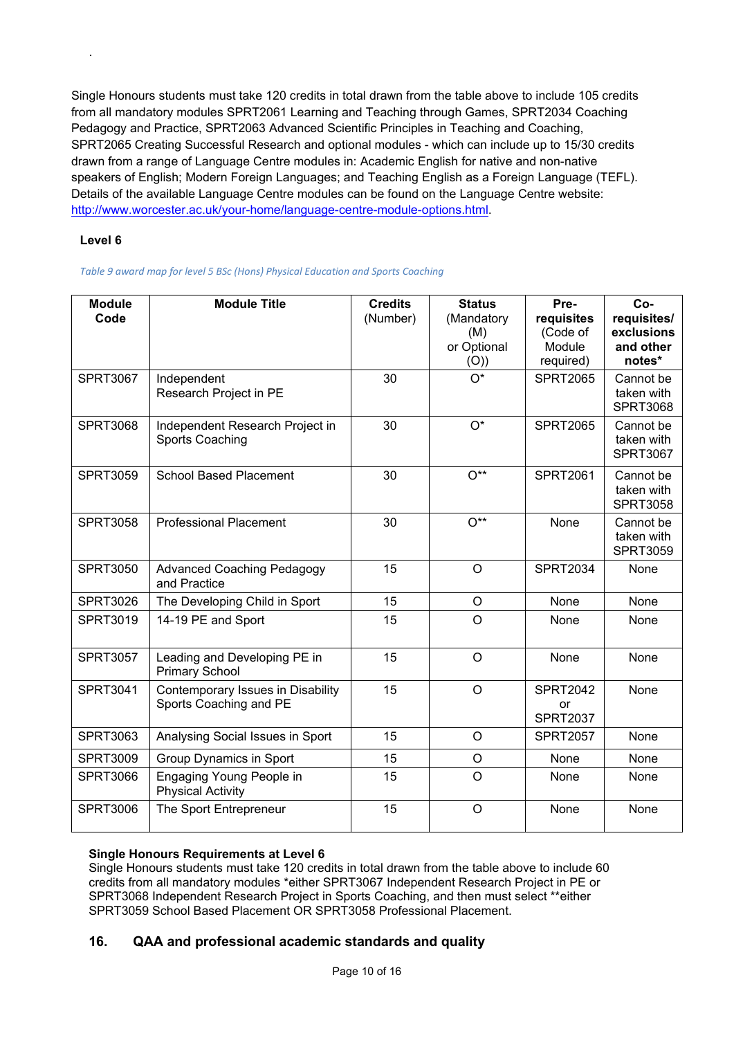.

Single Honours students must take 120 credits in total drawn from the table above to include 105 credits from all mandatory modules SPRT2061 Learning and Teaching through Games, SPRT2034 Coaching Pedagogy and Practice, SPRT2063 Advanced Scientific Principles in Teaching and Coaching, SPRT2065 Creating Successful Research and optional modules - which can include up to 15/30 credits drawn from a range of Language Centre modules in: Academic English for native and non-native speakers of English; Modern Foreign Languages; and Teaching English as a Foreign Language (TEFL). Details of the available Language Centre modules can be found on the Language Centre website: [http://www.worcester.ac.uk/your-home/language-centre-module-options.html](http://www.worcester.ac.uk/your-home/language-centre-module-options.html).

**Level 6**

*Table 9 award map for level 5 BSc (Hons) Physical Education and Sports Coaching*

| Module Code | Module Title | Credits (Number) | Status (Mandatory (M) or Optional (O)) | Pre-requisites (Code of Module required) | Co-requisites/ exclusions and other notes* |
|---|---|---|---|---|---|
| SPRT3067 | Independent Research Project in PE | 30 | O* | SPRT2065 | Cannot be taken with SPRT3068 |
| SPRT3068 | Independent Research Project in Sports Coaching | 30 | O* | SPRT2065 | Cannot be taken with SPRT3067 |
| SPRT3059 | School Based Placement | 30 | O** | SPRT2061 | Cannot be taken with SPRT3058 |
| SPRT3058 | Professional Placement | 30 | O** | None | Cannot be taken with SPRT3059 |
| SPRT3050 | Advanced Coaching Pedagogy and Practice | 15 | O | SPRT2034 | None |
| SPRT3026 | The Developing Child in Sport | 15 | O | None | None |
| SPRT3019 | 14-19 PE and Sport | 15 | O | None | None |
| SPRT3057 | Leading and Developing PE in Primary School | 15 | O | None | None |
| SPRT3041 | Contemporary Issues in Disability Sports Coaching and PE | 15 | O | SPRT2042 or SPRT2037 | None |
| SPRT3063 | Analysing Social Issues in Sport | 15 | O | SPRT2057 | None |
| SPRT3009 | Group Dynamics in Sport | 15 | O | None | None |
| SPRT3066 | Engaging Young People in Physical Activity | 15 | O | None | None |
| SPRT3006 | The Sport Entrepreneur | 15 | O | None | None |

**Single Honours Requirements at Level 6**

Single Honours students must take 120 credits in total drawn from the table above to include 60 credits from all mandatory modules *either SPRT3067 Independent Research Project in PE or SPRT3068 Independent Research Project in Sports Coaching, and then must select **either SPRT3059 School Based Placement OR SPRT3058 Professional Placement.

## 16. QAA and professional academic standards and quality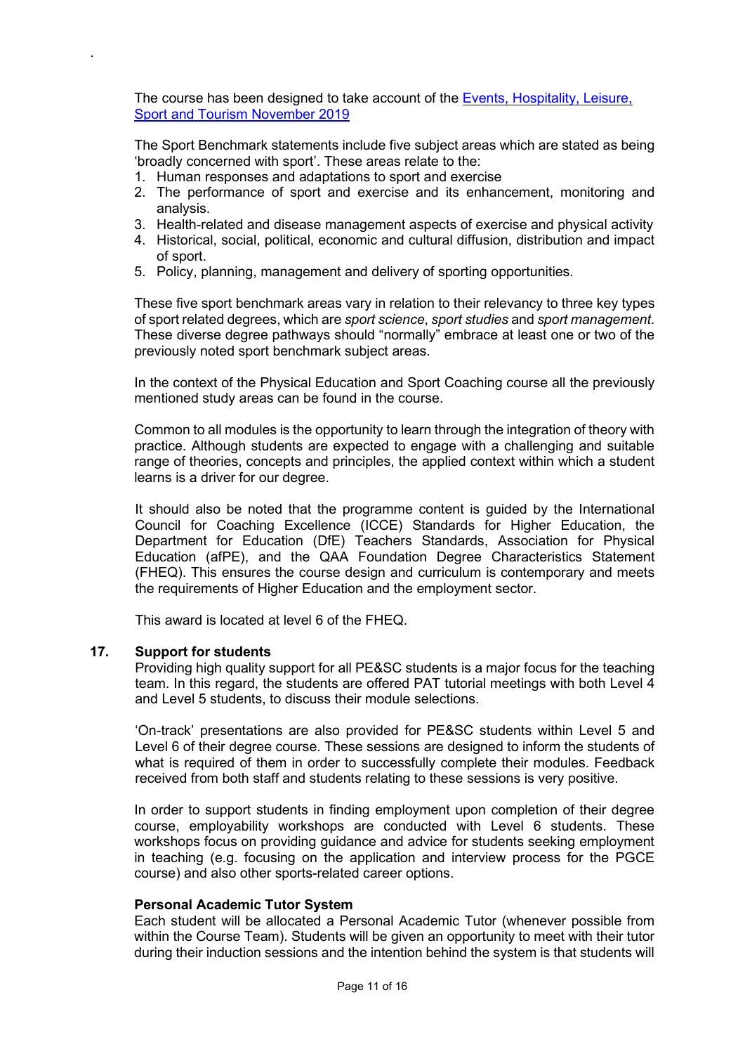The course has been designed to take account of the [Events, Hospitality, Leisure, Sport and Tourism November 2019](#)

The Sport Benchmark statements include five subject areas which are stated as being 'broadly concerned with sport'. These areas relate to the:

1. Human responses and adaptations to sport and exercise
2. The performance of sport and exercise and its enhancement, monitoring and analysis.
3. Health-related and disease management aspects of exercise and physical activity
4. Historical, social, political, economic and cultural diffusion, distribution and impact of sport.
5. Policy, planning, management and delivery of sporting opportunities.

These five sport benchmark areas vary in relation to their relevancy to three key types of sport related degrees, which are *sport science*, *sport studies* and *sport management*. These diverse degree pathways should "normally" embrace at least one or two of the previously noted sport benchmark subject areas.

In the context of the Physical Education and Sport Coaching course all the previously mentioned study areas can be found in the course.

Common to all modules is the opportunity to learn through the integration of theory with practice. Although students are expected to engage with a challenging and suitable range of theories, concepts and principles, the applied context within which a student learns is a driver for our degree.

It should also be noted that the programme content is guided by the International Council for Coaching Excellence (ICCE) Standards for Higher Education, the Department for Education (DfE) Teachers Standards, Association for Physical Education (afPE), and the QAA Foundation Degree Characteristics Statement (FHEQ). This ensures the course design and curriculum is contemporary and meets the requirements of Higher Education and the employment sector.

This award is located at level 6 of the FHEQ.

## 17. Support for students

Providing high quality support for all PE&SC students is a major focus for the teaching team. In this regard, the students are offered PAT tutorial meetings with both Level 4 and Level 5 students, to discuss their module selections.

'On-track' presentations are also provided for PE&SC students within Level 5 and Level 6 of their degree course. These sessions are designed to inform the students of what is required of them in order to successfully complete their modules. Feedback received from both staff and students relating to these sessions is very positive.

In order to support students in finding employment upon completion of their degree course, employability workshops are conducted with Level 6 students. These workshops focus on providing guidance and advice for students seeking employment in teaching (e.g. focusing on the application and interview process for the PGCE course) and also other sports-related career options.

**Personal Academic Tutor System**

Each student will be allocated a Personal Academic Tutor (whenever possible from within the Course Team). Students will be given an opportunity to meet with their tutor during their induction sessions and the intention behind the system is that students will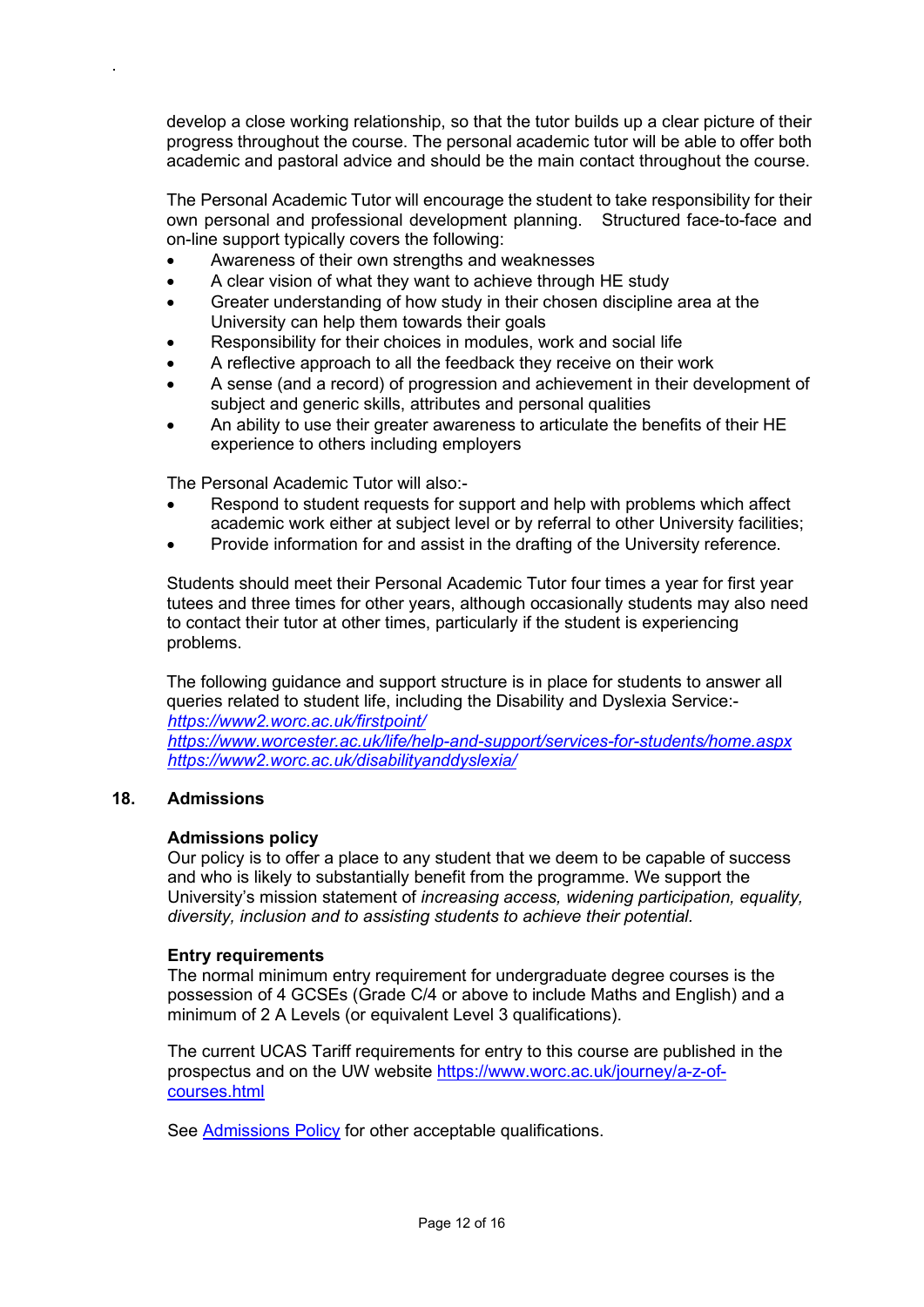develop a close working relationship, so that the tutor builds up a clear picture of their progress throughout the course. The personal academic tutor will be able to offer both academic and pastoral advice and should be the main contact throughout the course.

The Personal Academic Tutor will encourage the student to take responsibility for their own personal and professional development planning. Structured face-to-face and on-line support typically covers the following:

- Awareness of their own strengths and weaknesses
- A clear vision of what they want to achieve through HE study
- Greater understanding of how study in their chosen discipline area at the University can help them towards their goals
- Responsibility for their choices in modules, work and social life
- A reflective approach to all the feedback they receive on their work
- A sense (and a record) of progression and achievement in their development of subject and generic skills, attributes and personal qualities
- An ability to use their greater awareness to articulate the benefits of their HE experience to others including employers

The Personal Academic Tutor will also:-

- Respond to student requests for support and help with problems which affect academic work either at subject level or by referral to other University facilities;
- Provide information for and assist in the drafting of the University reference.

Students should meet their Personal Academic Tutor four times a year for first year tutees and three times for other years, although occasionally students may also need to contact their tutor at other times, particularly if the student is experiencing problems.

The following guidance and support structure is in place for students to answer all queries related to student life, including the Disability and Dyslexia Service:-
*https://www2.worc.ac.uk/firstpoint/*
*https://www.worcester.ac.uk/life/help-and-support/services-for-students/home.aspx*
*https://www2.worc.ac.uk/disabilityanddyslexia/*

## 18. Admissions

**Admissions policy**
Our policy is to offer a place to any student that we deem to be capable of success and who is likely to substantially benefit from the programme. We support the University's mission statement of *increasing access, widening participation, equality, diversity, inclusion and to assisting students to achieve their potential.*

**Entry requirements**
The normal minimum entry requirement for undergraduate degree courses is the possession of 4 GCSEs (Grade C/4 or above to include Maths and English) and a minimum of 2 A Levels (or equivalent Level 3 qualifications).

The current UCAS Tariff requirements for entry to this course are published in the prospectus and on the UW website https://www.worc.ac.uk/journey/a-z-of-courses.html

See Admissions Policy for other acceptable qualifications.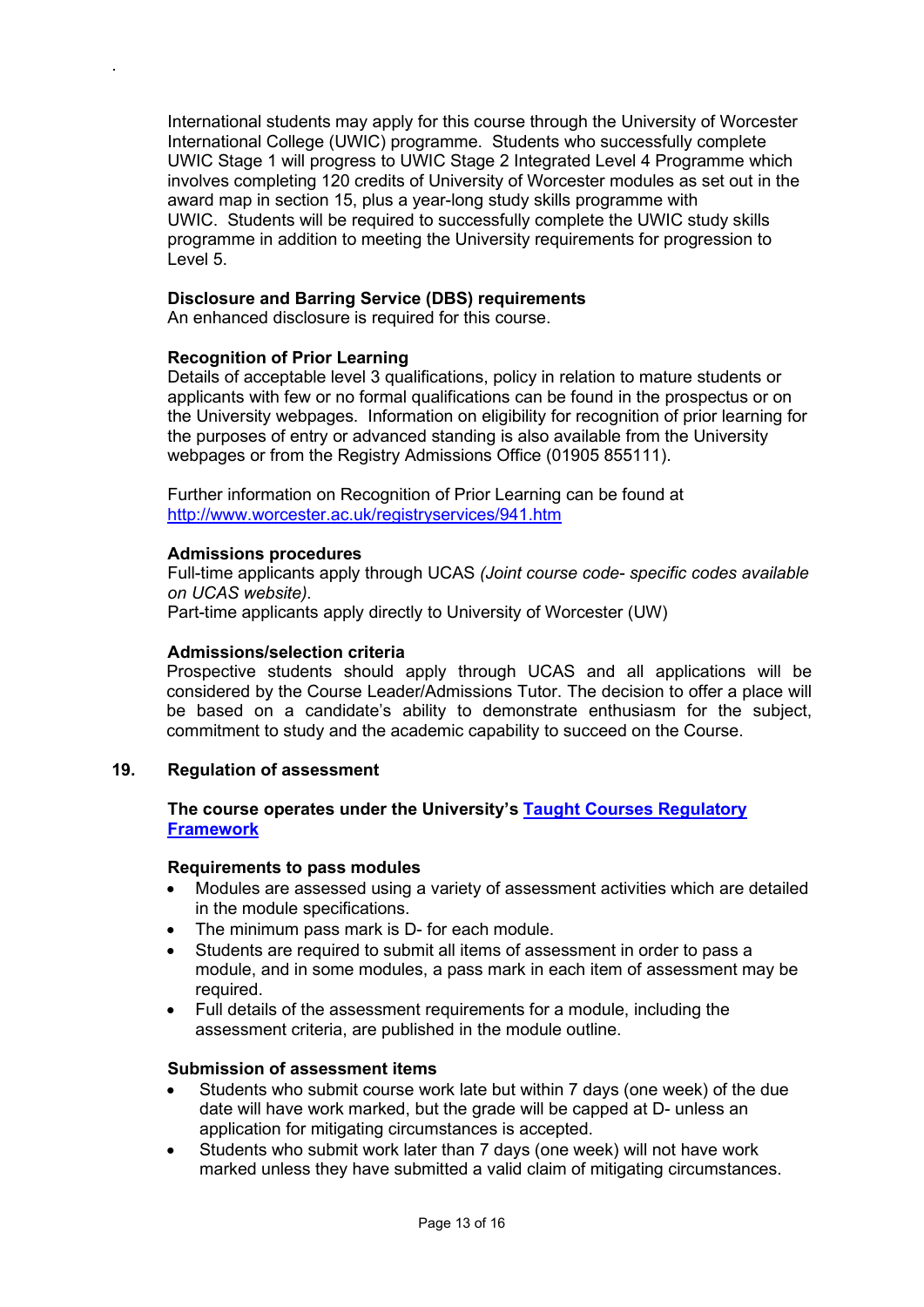International students may apply for this course through the University of Worcester International College (UWIC) programme. Students who successfully complete UWIC Stage 1 will progress to UWIC Stage 2 Integrated Level 4 Programme which involves completing 120 credits of University of Worcester modules as set out in the award map in section 15, plus a year-long study skills programme with UWIC. Students will be required to successfully complete the UWIC study skills programme in addition to meeting the University requirements for progression to Level 5.

**Disclosure and Barring Service (DBS) requirements**
An enhanced disclosure is required for this course.

**Recognition of Prior Learning**
Details of acceptable level 3 qualifications, policy in relation to mature students or applicants with few or no formal qualifications can be found in the prospectus or on the University webpages. Information on eligibility for recognition of prior learning for the purposes of entry or advanced standing is also available from the University webpages or from the Registry Admissions Office (01905 855111).

Further information on Recognition of Prior Learning can be found at [http://www.worcester.ac.uk/registryservices/941.htm](http://www.worcester.ac.uk/registryservices/941.htm)

**Admissions procedures**
Full-time applicants apply through UCAS *(Joint course code- specific codes available on UCAS website).*
Part-time applicants apply directly to University of Worcester (UW)

**Admissions/selection criteria**
Prospective students should apply through UCAS and all applications will be considered by the Course Leader/Admissions Tutor. The decision to offer a place will be based on a candidate's ability to demonstrate enthusiasm for the subject, commitment to study and the academic capability to succeed on the Course.

## 19. Regulation of assessment

**The course operates under the University's [Taught Courses Regulatory Framework](#)**

**Requirements to pass modules**

- Modules are assessed using a variety of assessment activities which are detailed in the module specifications.
- The minimum pass mark is D- for each module.
- Students are required to submit all items of assessment in order to pass a module, and in some modules, a pass mark in each item of assessment may be required.
- Full details of the assessment requirements for a module, including the assessment criteria, are published in the module outline.

**Submission of assessment items**

- Students who submit course work late but within 7 days (one week) of the due date will have work marked, but the grade will be capped at D- unless an application for mitigating circumstances is accepted.
- Students who submit work later than 7 days (one week) will not have work marked unless they have submitted a valid claim of mitigating circumstances.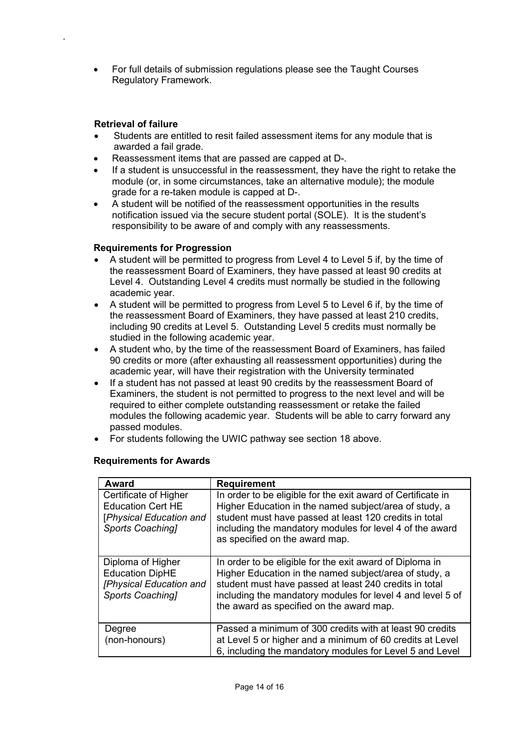- For full details of submission regulations please see the Taught Courses Regulatory Framework.

**Retrieval of failure**

- Students are entitled to resit failed assessment items for any module that is awarded a fail grade.
- Reassessment items that are passed are capped at D-.
- If a student is unsuccessful in the reassessment, they have the right to retake the module (or, in some circumstances, take an alternative module); the module grade for a re-taken module is capped at D-.
- A student will be notified of the reassessment opportunities in the results notification issued via the secure student portal (SOLE). It is the student's responsibility to be aware of and comply with any reassessments.

**Requirements for Progression**

- A student will be permitted to progress from Level 4 to Level 5 if, by the time of the reassessment Board of Examiners, they have passed at least 90 credits at Level 4. Outstanding Level 4 credits must normally be studied in the following academic year.
- A student will be permitted to progress from Level 5 to Level 6 if, by the time of the reassessment Board of Examiners, they have passed at least 210 credits, including 90 credits at Level 5. Outstanding Level 5 credits must normally be studied in the following academic year.
- A student who, by the time of the reassessment Board of Examiners, has failed 90 credits or more (after exhausting all reassessment opportunities) during the academic year, will have their registration with the University terminated
- If a student has not passed at least 90 credits by the reassessment Board of Examiners, the student is not permitted to progress to the next level and will be required to either complete outstanding reassessment or retake the failed modules the following academic year. Students will be able to carry forward any passed modules.
- For students following the UWIC pathway see section 18 above.

**Requirements for Awards**

| **Award** | **Requirement** |
|---|---|
| Certificate of Higher Education Cert HE [*Physical Education and Sports Coaching]* | In order to be eligible for the exit award of Certificate in Higher Education in the named subject/area of study, a student must have passed at least 120 credits in total including the mandatory modules for level 4 of the award as specified on the award map. |
| Diploma of Higher Education DipHE *[Physical Education and Sports Coaching]* | In order to be eligible for the exit award of Diploma in Higher Education in the named subject/area of study, a student must have passed at least 240 credits in total including the mandatory modules for level 4 and level 5 of the award as specified on the award map. |
| Degree (non-honours) | Passed a minimum of 300 credits with at least 90 credits at Level 5 or higher and a minimum of 60 credits at Level 6, including the mandatory modules for Level 5 and Level |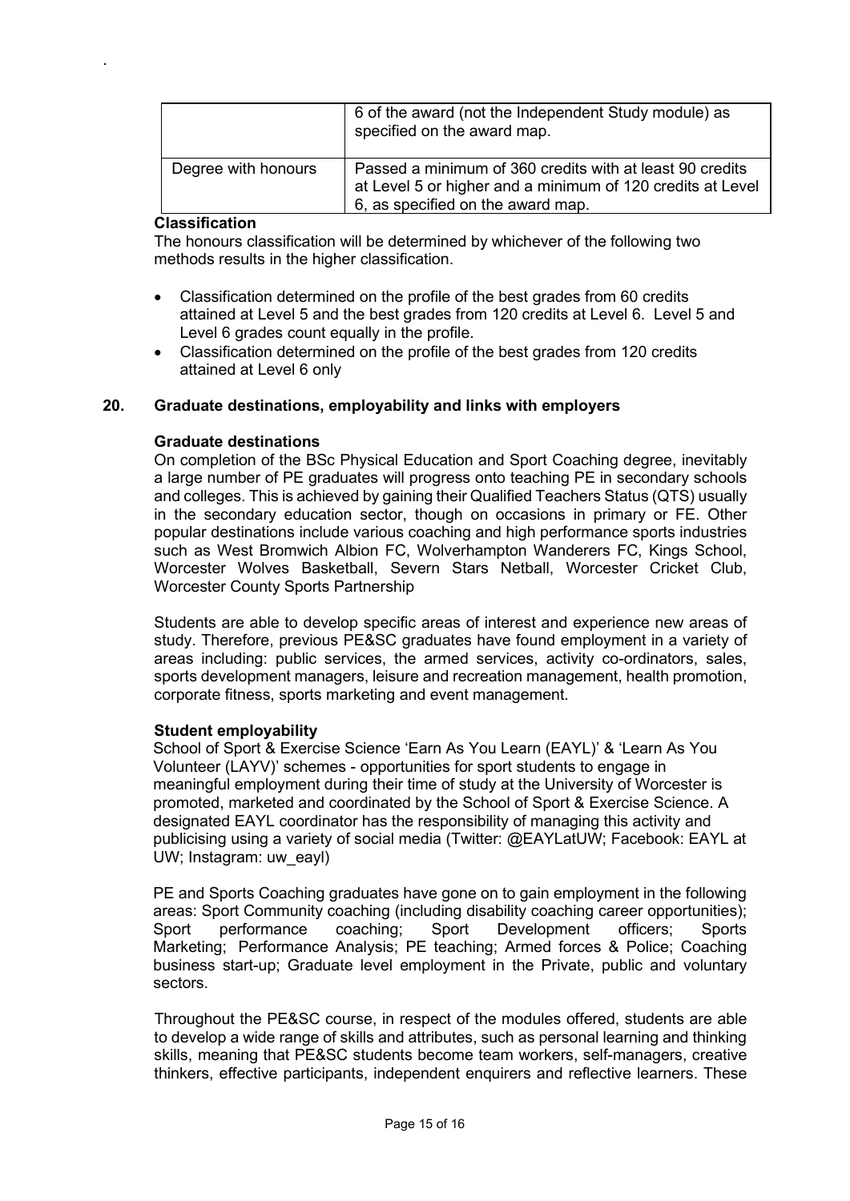|  | 6 of the award (not the Independent Study module) as specified on the award map. |
| --- | --- |
| Degree with honours | Passed a minimum of 360 credits with at least 90 credits at Level 5 or higher and a minimum of 120 credits at Level 6, as specified on the award map. |

**Classification**

The honours classification will be determined by whichever of the following two methods results in the higher classification.

- Classification determined on the profile of the best grades from 60 credits attained at Level 5 and the best grades from 120 credits at Level 6. Level 5 and Level 6 grades count equally in the profile.
- Classification determined on the profile of the best grades from 120 credits attained at Level 6 only

## 20. Graduate destinations, employability and links with employers

**Graduate destinations**

On completion of the BSc Physical Education and Sport Coaching degree, inevitably a large number of PE graduates will progress onto teaching PE in secondary schools and colleges. This is achieved by gaining their Qualified Teachers Status (QTS) usually in the secondary education sector, though on occasions in primary or FE. Other popular destinations include various coaching and high performance sports industries such as West Bromwich Albion FC, Wolverhampton Wanderers FC, Kings School, Worcester Wolves Basketball, Severn Stars Netball, Worcester Cricket Club, Worcester County Sports Partnership

Students are able to develop specific areas of interest and experience new areas of study. Therefore, previous PE&SC graduates have found employment in a variety of areas including: public services, the armed services, activity co-ordinators, sales, sports development managers, leisure and recreation management, health promotion, corporate fitness, sports marketing and event management.

**Student employability**

School of Sport & Exercise Science 'Earn As You Learn (EAYL)' & 'Learn As You Volunteer (LAYV)' schemes - opportunities for sport students to engage in meaningful employment during their time of study at the University of Worcester is promoted, marketed and coordinated by the School of Sport & Exercise Science. A designated EAYL coordinator has the responsibility of managing this activity and publicising using a variety of social media (Twitter: @EAYLatUW; Facebook: EAYL at UW; Instagram: uw_eayl)

PE and Sports Coaching graduates have gone on to gain employment in the following areas: Sport Community coaching (including disability coaching career opportunities); Sport performance coaching; Sport Development officers; Sports Marketing; Performance Analysis; PE teaching; Armed forces & Police; Coaching business start-up; Graduate level employment in the Private, public and voluntary sectors.

Throughout the PE&SC course, in respect of the modules offered, students are able to develop a wide range of skills and attributes, such as personal learning and thinking skills, meaning that PE&SC students become team workers, self-managers, creative thinkers, effective participants, independent enquirers and reflective learners. These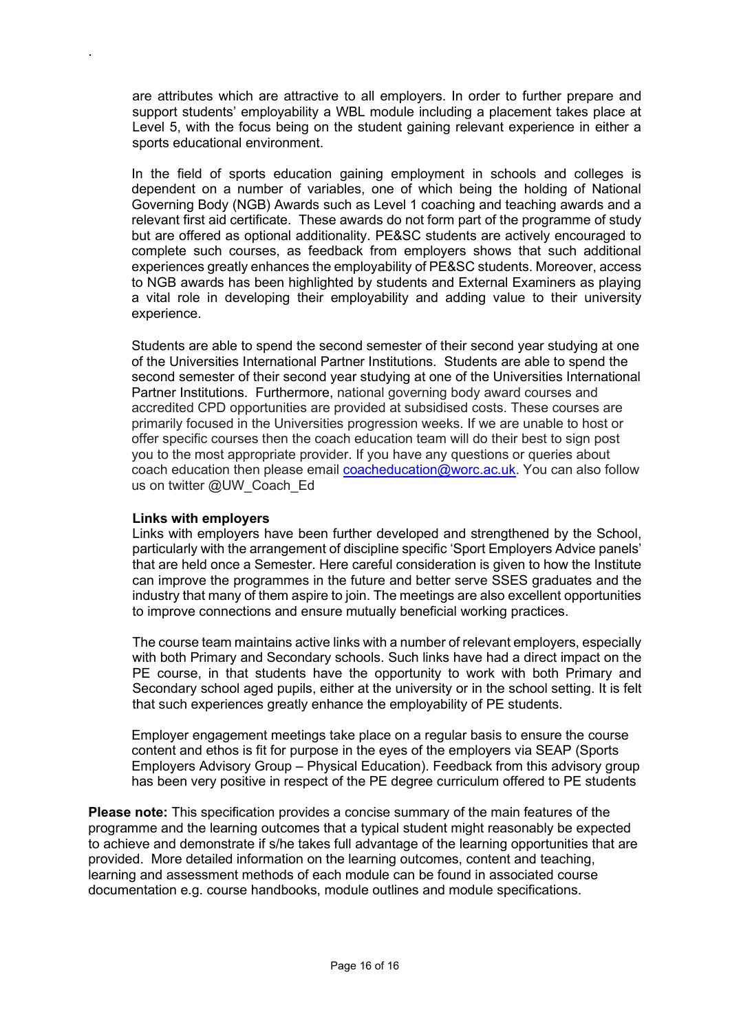are attributes which are attractive to all employers. In order to further prepare and support students' employability a WBL module including a placement takes place at Level 5, with the focus being on the student gaining relevant experience in either a sports educational environment.

In the field of sports education gaining employment in schools and colleges is dependent on a number of variables, one of which being the holding of National Governing Body (NGB) Awards such as Level 1 coaching and teaching awards and a relevant first aid certificate. These awards do not form part of the programme of study but are offered as optional additionality. PE&SC students are actively encouraged to complete such courses, as feedback from employers shows that such additional experiences greatly enhances the employability of PE&SC students. Moreover, access to NGB awards has been highlighted by students and External Examiners as playing a vital role in developing their employability and adding value to their university experience.

Students are able to spend the second semester of their second year studying at one of the Universities International Partner Institutions. Students are able to spend the second semester of their second year studying at one of the Universities International Partner Institutions. Furthermore, national governing body award courses and accredited CPD opportunities are provided at subsidised costs. These courses are primarily focused in the Universities progression weeks. If we are unable to host or offer specific courses then the coach education team will do their best to sign post you to the most appropriate provider. If you have any questions or queries about coach education then please email coacheducation@worc.ac.uk. You can also follow us on twitter @UW_Coach_Ed

**Links with employers**

Links with employers have been further developed and strengthened by the School, particularly with the arrangement of discipline specific 'Sport Employers Advice panels' that are held once a Semester. Here careful consideration is given to how the Institute can improve the programmes in the future and better serve SSES graduates and the industry that many of them aspire to join. The meetings are also excellent opportunities to improve connections and ensure mutually beneficial working practices.

The course team maintains active links with a number of relevant employers, especially with both Primary and Secondary schools. Such links have had a direct impact on the PE course, in that students have the opportunity to work with both Primary and Secondary school aged pupils, either at the university or in the school setting. It is felt that such experiences greatly enhance the employability of PE students.

Employer engagement meetings take place on a regular basis to ensure the course content and ethos is fit for purpose in the eyes of the employers via SEAP (Sports Employers Advisory Group – Physical Education). Feedback from this advisory group has been very positive in respect of the PE degree curriculum offered to PE students

**Please note:** This specification provides a concise summary of the main features of the programme and the learning outcomes that a typical student might reasonably be expected to achieve and demonstrate if s/he takes full advantage of the learning opportunities that are provided. More detailed information on the learning outcomes, content and teaching, learning and assessment methods of each module can be found in associated course documentation e.g. course handbooks, module outlines and module specifications.